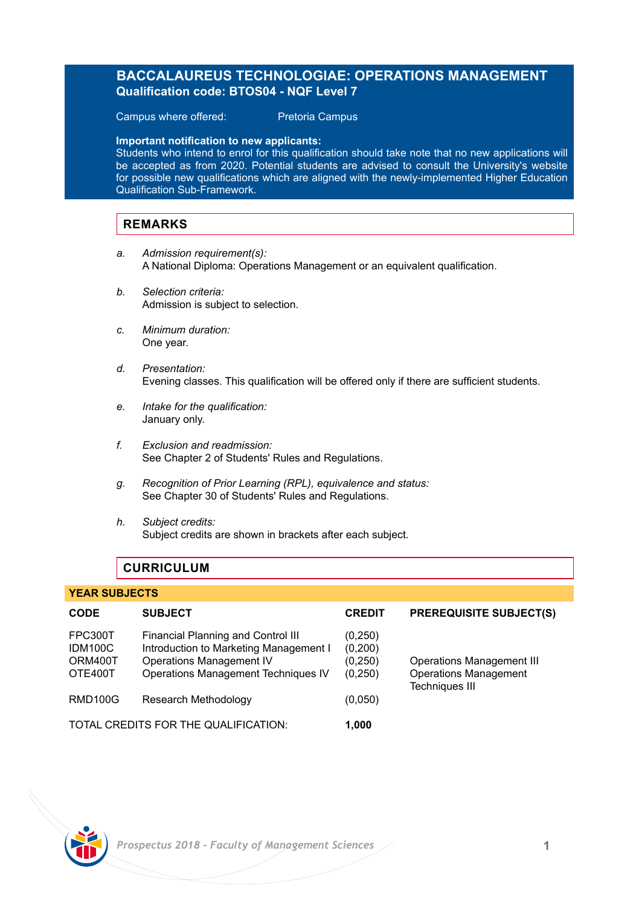# BACCALAUREUS TECHNOLOGIAE: OPERATIONS MANAGEMENT

**Qualification code: BTOS04 - NQF Level 7**

Campus where offered: Pretoria Campus

**Important notification to new applicants:**
Students who intend to enrol for this qualification should take note that no new applications will be accepted as from 2020. Potential students are advised to consult the University's website for possible new qualifications which are aligned with the newly-implemented Higher Education Qualification Sub-Framework.

## REMARKS

a. *Admission requirement(s):*
A National Diploma: Operations Management or an equivalent qualification.

b. *Selection criteria:*
Admission is subject to selection.

c. *Minimum duration:*
One year.

d. *Presentation:*
Evening classes. This qualification will be offered only if there are sufficient students.

e. *Intake for the qualification:*
January only.

f. *Exclusion and readmission:*
See Chapter 2 of Students' Rules and Regulations.

g. *Recognition of Prior Learning (RPL), equivalence and status:*
See Chapter 30 of Students' Rules and Regulations.

h. *Subject credits:*
Subject credits are shown in brackets after each subject.

## CURRICULUM

### YEAR SUBJECTS

| CODE | SUBJECT | CREDIT | PREREQUISITE SUBJECT(S) |
|---|---|---|---|
| FPC300T | Financial Planning and Control III | (0,250) | |
| IDM100C | Introduction to Marketing Management I | (0,200) | |
| ORM400T | Operations Management IV | (0,250) | Operations Management III |
| OTE400T | Operations Management Techniques IV | (0,250) | Operations Management Techniques III |
| RMD100G | Research Methodology | (0,050) | |

TOTAL CREDITS FOR THE QUALIFICATION: **1,000**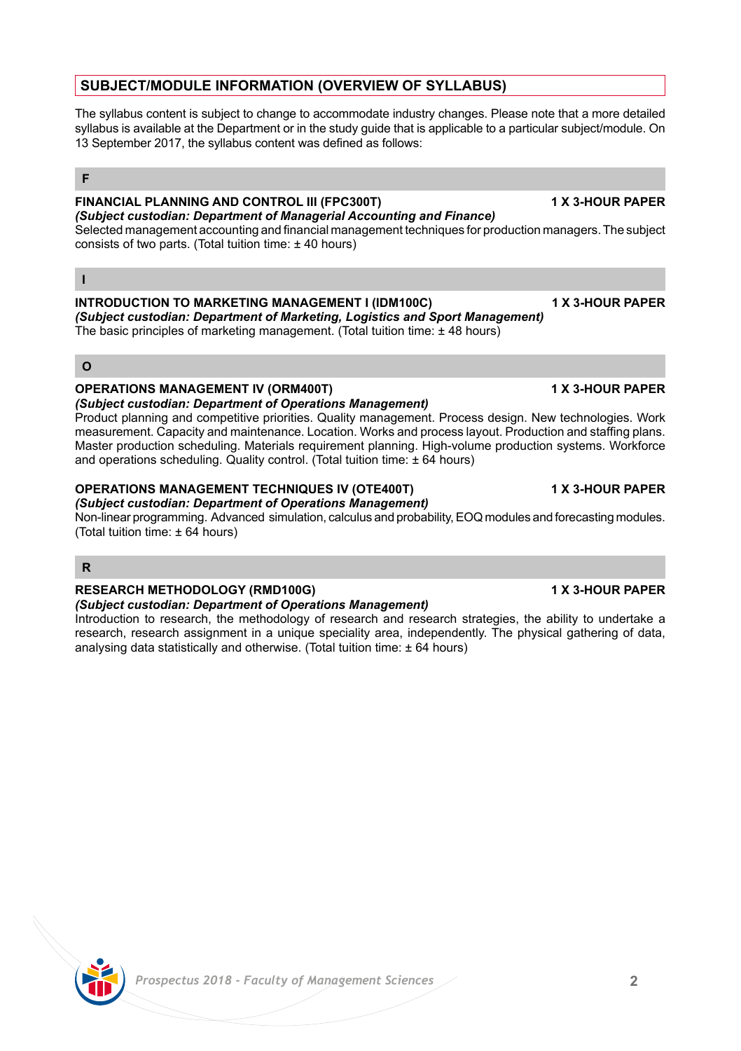## SUBJECT/MODULE INFORMATION (OVERVIEW OF SYLLABUS)

The syllabus content is subject to change to accommodate industry changes. Please note that a more detailed syllabus is available at the Department or in the study guide that is applicable to a particular subject/module. On 13 September 2017, the syllabus content was defined as follows:

### F

**FINANCIAL PLANNING AND CONTROL III (FPC300T)** **1 X 3-HOUR PAPER**
***(Subject custodian: Department of Managerial Accounting and Finance)***
Selected management accounting and financial management techniques for production managers. The subject consists of two parts. (Total tuition time: ± 40 hours)

### I

**INTRODUCTION TO MARKETING MANAGEMENT I (IDM100C)** **1 X 3-HOUR PAPER**
***(Subject custodian: Department of Marketing, Logistics and Sport Management)***
The basic principles of marketing management. (Total tuition time: ± 48 hours)

### O

**OPERATIONS MANAGEMENT IV (ORM400T)** **1 X 3-HOUR PAPER**
***(Subject custodian: Department of Operations Management)***
Product planning and competitive priorities. Quality management. Process design. New technologies. Work measurement. Capacity and maintenance. Location. Works and process layout. Production and staffing plans. Master production scheduling. Materials requirement planning. High-volume production systems. Workforce and operations scheduling. Quality control. (Total tuition time: ± 64 hours)

**OPERATIONS MANAGEMENT TECHNIQUES IV (OTE400T)** **1 X 3-HOUR PAPER**
***(Subject custodian: Department of Operations Management)***
Non-linear programming. Advanced simulation, calculus and probability, EOQ modules and forecasting modules. (Total tuition time: ± 64 hours)

### R

**RESEARCH METHODOLOGY (RMD100G)** **1 X 3-HOUR PAPER**
***(Subject custodian: Department of Operations Management)***
Introduction to research, the methodology of research and research strategies, the ability to undertake a research, research assignment in a unique speciality area, independently. The physical gathering of data, analysing data statistically and otherwise. (Total tuition time: ± 64 hours)